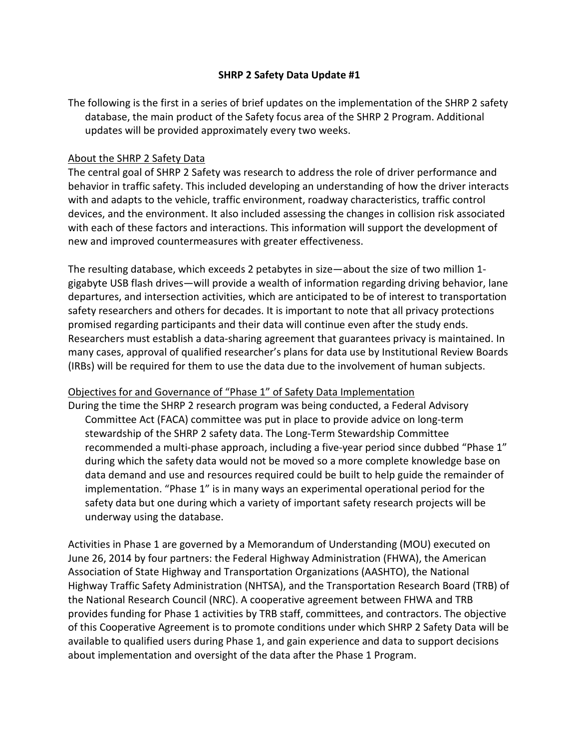# SHRP 2 Safety Data Update #1

The following is the first in a series of brief updates on the implementation of the SHRP 2 safety database, the main product of the Safety focus area of the SHRP 2 Program. Additional updates will be provided approximately every two weeks.

## About the SHRP 2 Safety Data

The central goal of SHRP 2 Safety was research to address the role of driver performance and behavior in traffic safety. This included developing an understanding of how the driver interacts with and adapts to the vehicle, traffic environment, roadway characteristics, traffic control devices, and the environment. It also included assessing the changes in collision risk associated with each of these factors and interactions. This information will support the development of new and improved countermeasures with greater effectiveness.

The resulting database, which exceeds 2 petabytes in size—about the size of two million 1-gigabyte USB flash drives—will provide a wealth of information regarding driving behavior, lane departures, and intersection activities, which are anticipated to be of interest to transportation safety researchers and others for decades. It is important to note that all privacy protections promised regarding participants and their data will continue even after the study ends. Researchers must establish a data-sharing agreement that guarantees privacy is maintained. In many cases, approval of qualified researcher's plans for data use by Institutional Review Boards (IRBs) will be required for them to use the data due to the involvement of human subjects.

## Objectives for and Governance of "Phase 1" of Safety Data Implementation

During the time the SHRP 2 research program was being conducted, a Federal Advisory Committee Act (FACA) committee was put in place to provide advice on long-term stewardship of the SHRP 2 safety data. The Long-Term Stewardship Committee recommended a multi-phase approach, including a five-year period since dubbed "Phase 1" during which the safety data would not be moved so a more complete knowledge base on data demand and use and resources required could be built to help guide the remainder of implementation. "Phase 1" is in many ways an experimental operational period for the safety data but one during which a variety of important safety research projects will be underway using the database.

Activities in Phase 1 are governed by a Memorandum of Understanding (MOU) executed on June 26, 2014 by four partners: the Federal Highway Administration (FHWA), the American Association of State Highway and Transportation Organizations (AASHTO), the National Highway Traffic Safety Administration (NHTSA), and the Transportation Research Board (TRB) of the National Research Council (NRC). A cooperative agreement between FHWA and TRB provides funding for Phase 1 activities by TRB staff, committees, and contractors. The objective of this Cooperative Agreement is to promote conditions under which SHRP 2 Safety Data will be available to qualified users during Phase 1, and gain experience and data to support decisions about implementation and oversight of the data after the Phase 1 Program.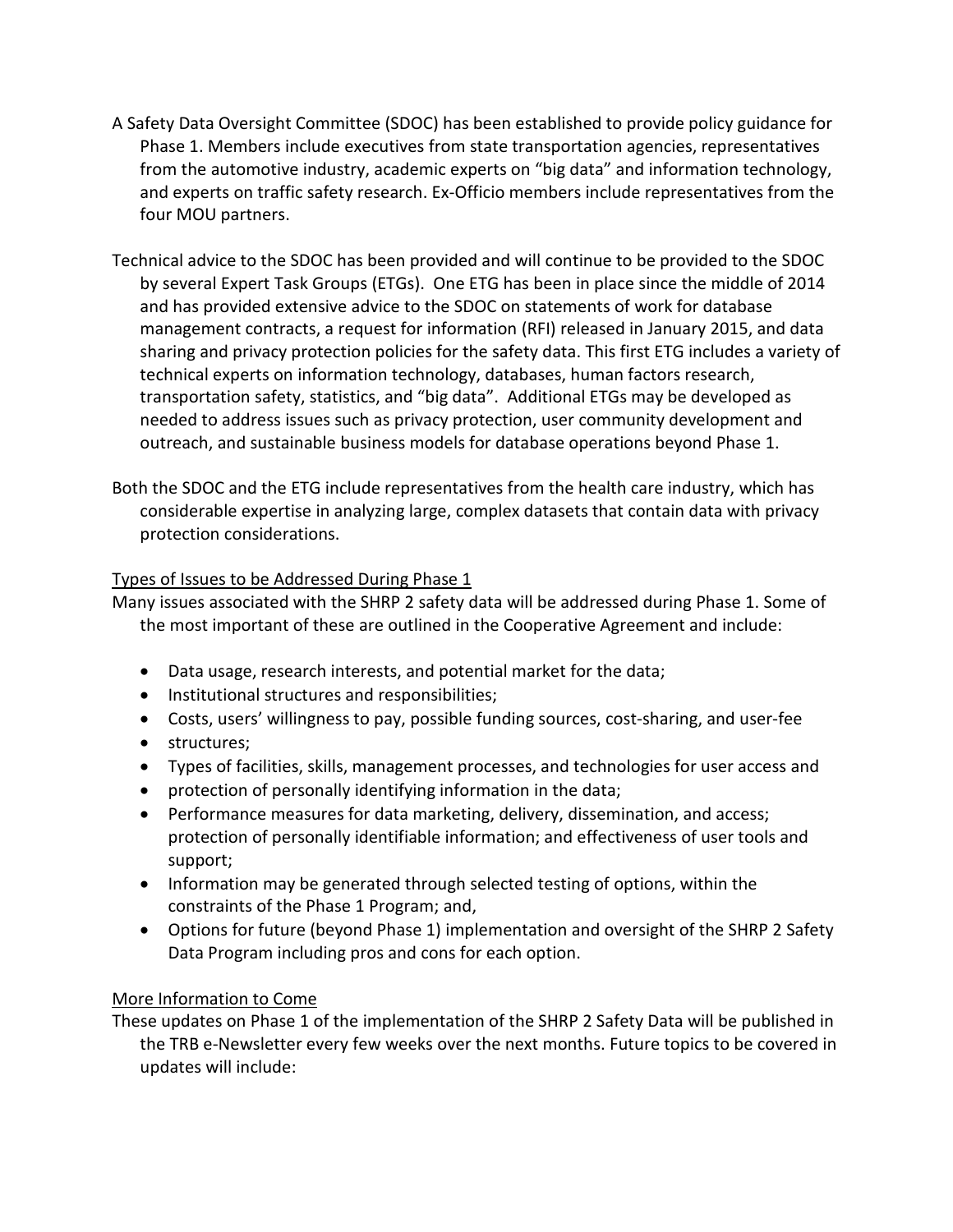A Safety Data Oversight Committee (SDOC) has been established to provide policy guidance for Phase 1. Members include executives from state transportation agencies, representatives from the automotive industry, academic experts on "big data" and information technology, and experts on traffic safety research. Ex-Officio members include representatives from the four MOU partners.

Technical advice to the SDOC has been provided and will continue to be provided to the SDOC by several Expert Task Groups (ETGs). One ETG has been in place since the middle of 2014 and has provided extensive advice to the SDOC on statements of work for database management contracts, a request for information (RFI) released in January 2015, and data sharing and privacy protection policies for the safety data. This first ETG includes a variety of technical experts on information technology, databases, human factors research, transportation safety, statistics, and "big data". Additional ETGs may be developed as needed to address issues such as privacy protection, user community development and outreach, and sustainable business models for database operations beyond Phase 1.

Both the SDOC and the ETG include representatives from the health care industry, which has considerable expertise in analyzing large, complex datasets that contain data with privacy protection considerations.

<u>Types of Issues to be Addressed During Phase 1</u>

Many issues associated with the SHRP 2 safety data will be addressed during Phase 1. Some of the most important of these are outlined in the Cooperative Agreement and include:

- Data usage, research interests, and potential market for the data;
- Institutional structures and responsibilities;
- Costs, users' willingness to pay, possible funding sources, cost-sharing, and user-fee
- structures;
- Types of facilities, skills, management processes, and technologies for user access and
- protection of personally identifying information in the data;
- Performance measures for data marketing, delivery, dissemination, and access; protection of personally identifiable information; and effectiveness of user tools and support;
- Information may be generated through selected testing of options, within the constraints of the Phase 1 Program; and,
- Options for future (beyond Phase 1) implementation and oversight of the SHRP 2 Safety Data Program including pros and cons for each option.

<u>More Information to Come</u>

These updates on Phase 1 of the implementation of the SHRP 2 Safety Data will be published in the TRB e-Newsletter every few weeks over the next months. Future topics to be covered in updates will include: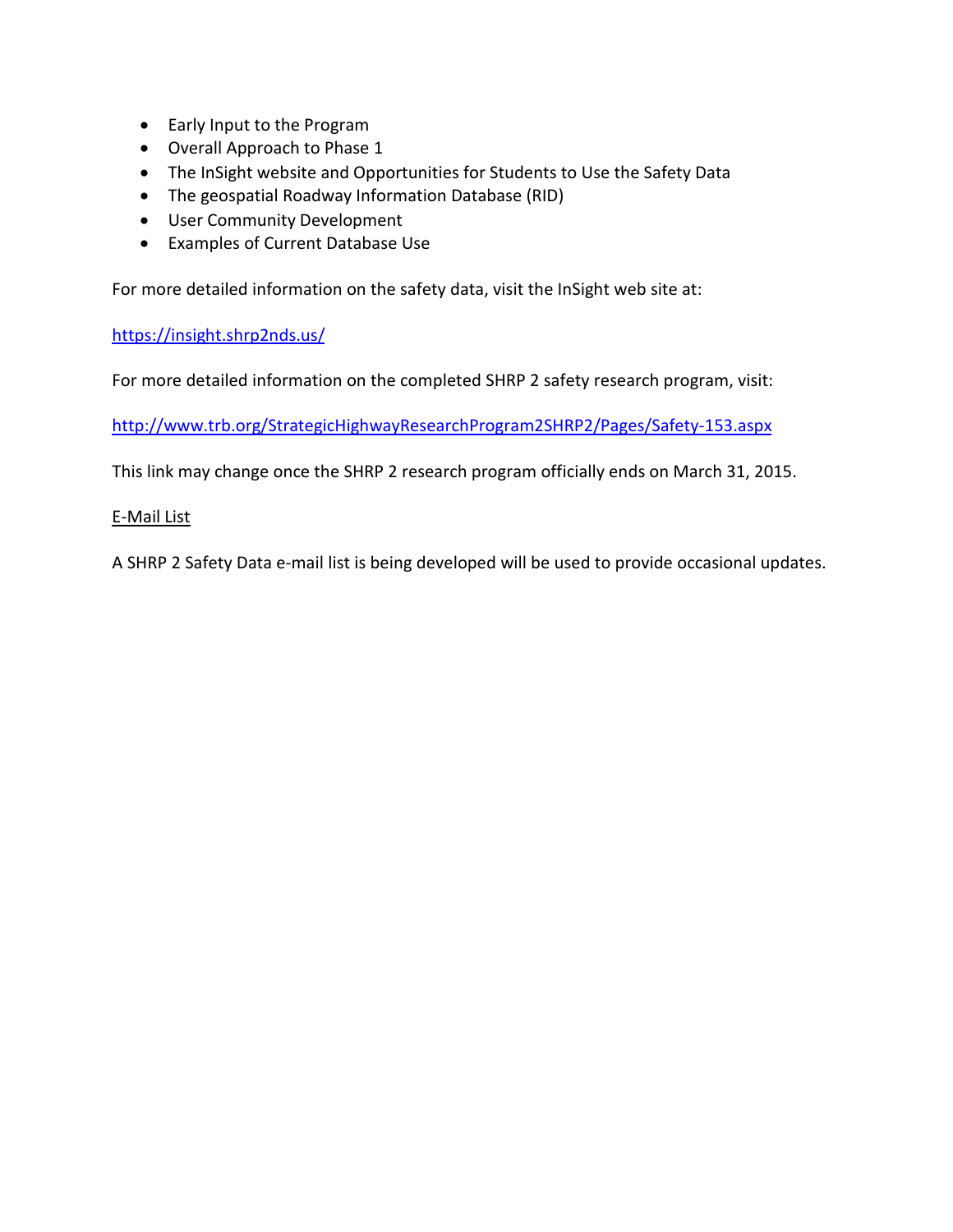- Early Input to the Program
- Overall Approach to Phase 1
- The InSight website and Opportunities for Students to Use the Safety Data
- The geospatial Roadway Information Database (RID)
- User Community Development
- Examples of Current Database Use

For more detailed information on the safety data, visit the InSight web site at:

https://insight.shrp2nds.us/

For more detailed information on the completed SHRP 2 safety research program, visit:

http://www.trb.org/StrategicHighwayResearchProgram2SHRP2/Pages/Safety-153.aspx

This link may change once the SHRP 2 research program officially ends on March 31, 2015.

E-Mail List

A SHRP 2 Safety Data e-mail list is being developed will be used to provide occasional updates.